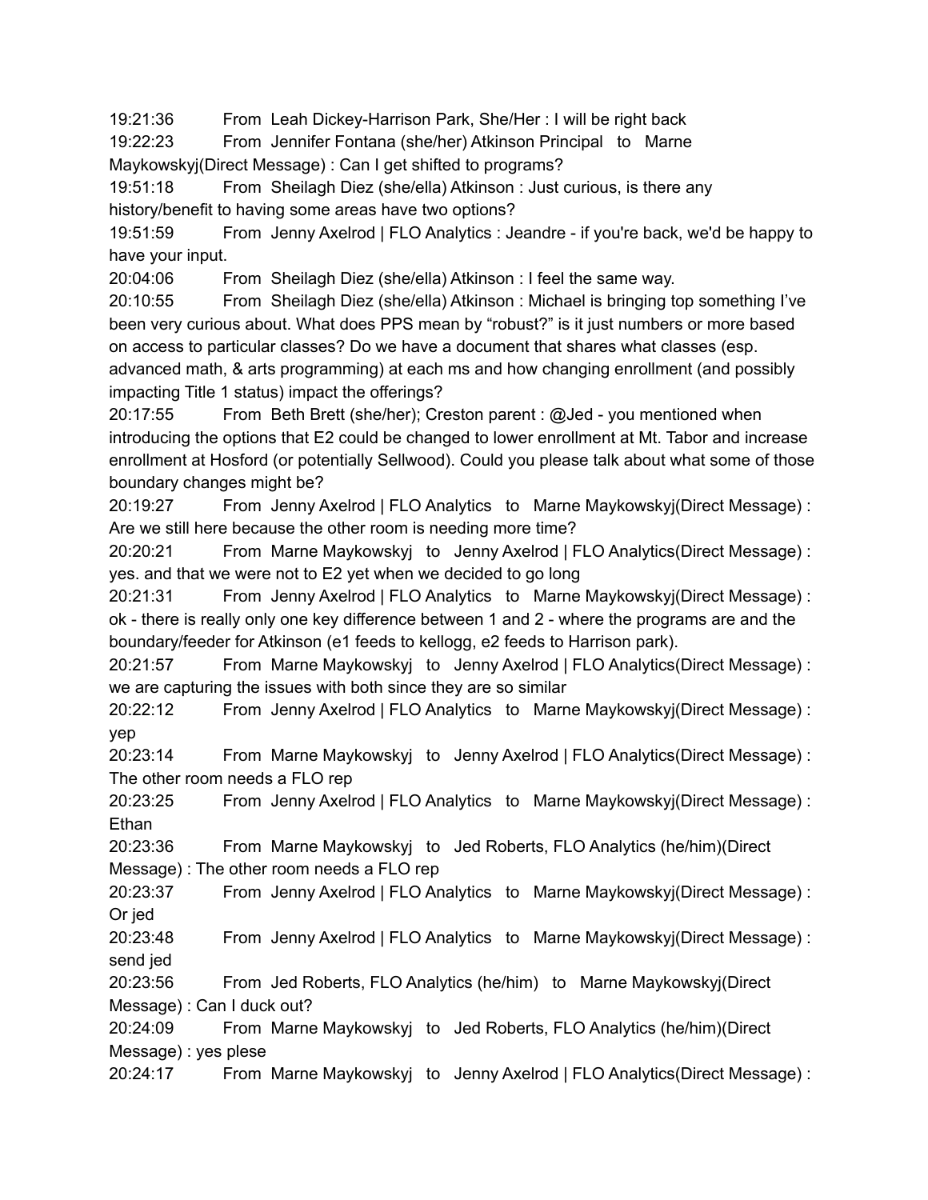19:21:36 From Leah Dickey-Harrison Park, She/Her : I will be right back

19:22:23 From Jennifer Fontana (she/her) Atkinson Principal to Marne Maykowskyj(Direct Message) : Can I get shifted to programs?

19:51:18 From Sheilagh Diez (she/ella) Atkinson : Just curious, is there any history/benefit to having some areas have two options?

19:51:59 From Jenny Axelrod | FLO Analytics : Jeandre - if you're back, we'd be happy to have your input.

20:04:06 From Sheilagh Diez (she/ella) Atkinson : I feel the same way.

20:10:55 From Sheilagh Diez (she/ella) Atkinson : Michael is bringing top something I've been very curious about. What does PPS mean by "robust?" is it just numbers or more based on access to particular classes? Do we have a document that shares what classes (esp. advanced math, & arts programming) at each ms and how changing enrollment (and possibly impacting Title 1 status) impact the offerings?

20:17:55 From Beth Brett (she/her); Creston parent : @Jed - you mentioned when introducing the options that E2 could be changed to lower enrollment at Mt. Tabor and increase enrollment at Hosford (or potentially Sellwood). Could you please talk about what some of those boundary changes might be?

20:19:27 From Jenny Axelrod | FLO Analytics to Marne Maykowskyj(Direct Message) : Are we still here because the other room is needing more time?

20:20:21 From Marne Maykowskyj to Jenny Axelrod | FLO Analytics(Direct Message) : yes. and that we were not to E2 yet when we decided to go long

20:21:31 From Jenny Axelrod | FLO Analytics to Marne Maykowskyj(Direct Message) : ok - there is really only one key difference between 1 and 2 - where the programs are and the boundary/feeder for Atkinson (e1 feeds to kellogg, e2 feeds to Harrison park).

20:21:57 From Marne Maykowskyj to Jenny Axelrod | FLO Analytics(Direct Message) : we are capturing the issues with both since they are so similar

20:22:12 From Jenny Axelrod | FLO Analytics to Marne Maykowskyj(Direct Message) : yep

20:23:14 From Marne Maykowskyj to Jenny Axelrod | FLO Analytics(Direct Message) : The other room needs a FLO rep

20:23:25 From Jenny Axelrod | FLO Analytics to Marne Maykowskyj(Direct Message) : Ethan

20:23:36 From Marne Maykowskyj to Jed Roberts, FLO Analytics (he/him)(Direct Message) : The other room needs a FLO rep

20:23:37 From Jenny Axelrod | FLO Analytics to Marne Maykowskyj(Direct Message) : Or jed

20:23:48 From Jenny Axelrod | FLO Analytics to Marne Maykowskyj(Direct Message) : send jed

20:23:56 From Jed Roberts, FLO Analytics (he/him) to Marne Maykowskyj(Direct Message) : Can I duck out?

20:24:09 From Marne Maykowskyj to Jed Roberts, FLO Analytics (he/him)(Direct Message) : yes plese

20:24:17 From Marne Maykowskyj to Jenny Axelrod | FLO Analytics(Direct Message) :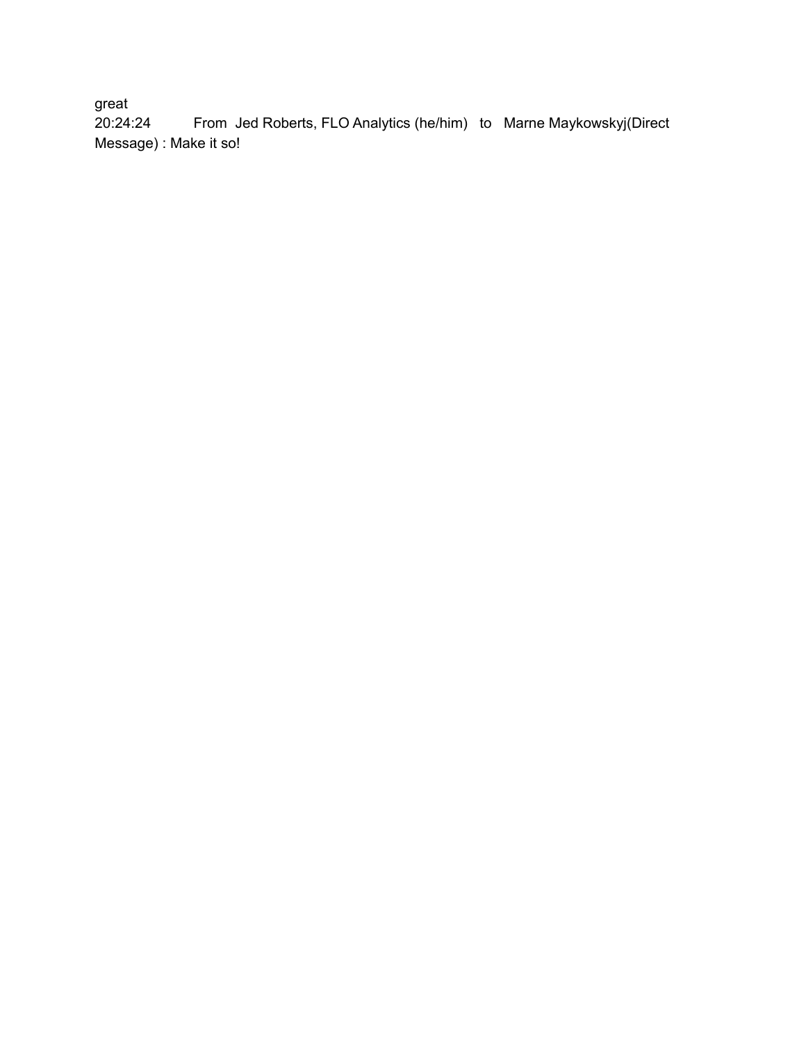great
20:24:24 From Jed Roberts, FLO Analytics (he/him) to Marne Maykowskyj(Direct Message) : Make it so!